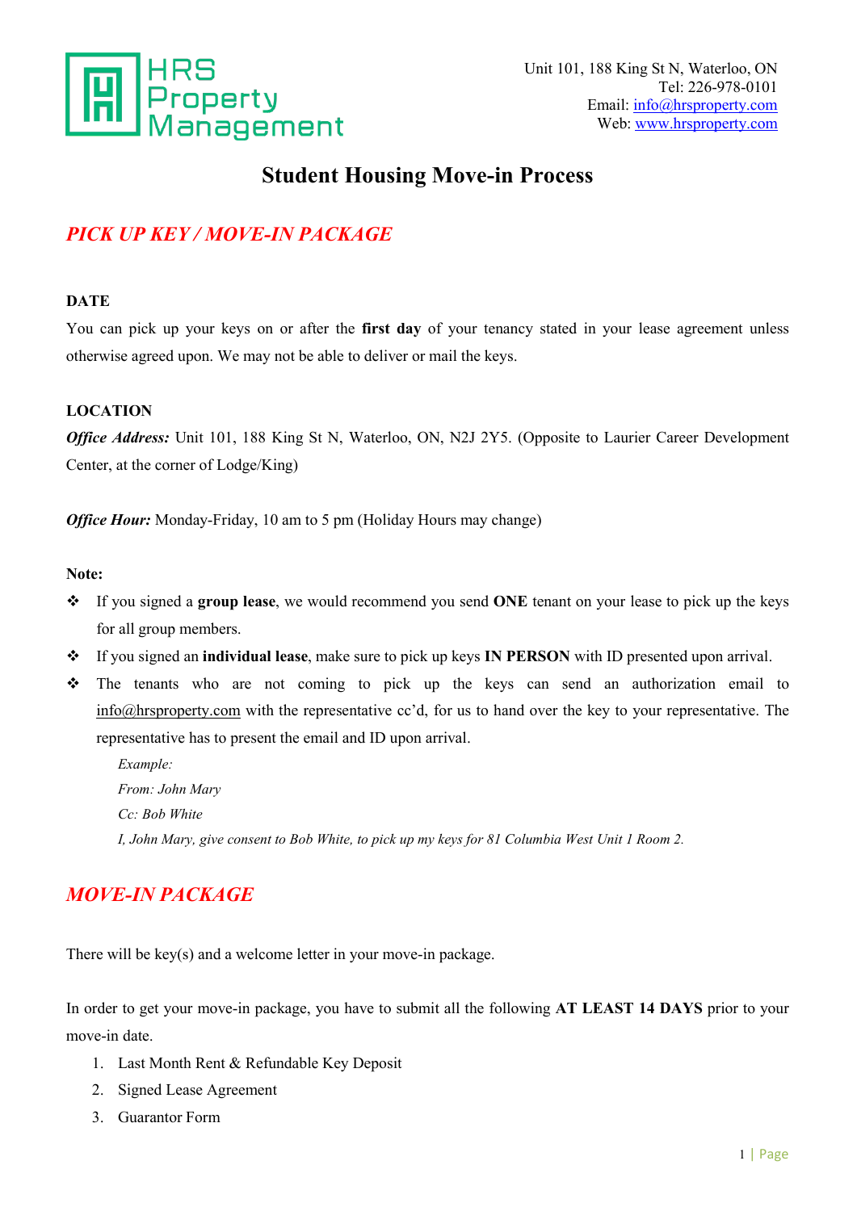HRS Property Management

Unit 101, 188 King St N, Waterloo, ON
Tel: 226-978-0101
Email: info@hrsproperty.com
Web: www.hrsproperty.com

# Student Housing Move-in Process

## *PICK UP KEY / MOVE-IN PACKAGE*

**DATE**

You can pick up your keys on or after the **first day** of your tenancy stated in your lease agreement unless otherwise agreed upon. We may not be able to deliver or mail the keys.

**LOCATION**

***Office Address:*** Unit 101, 188 King St N, Waterloo, ON, N2J 2Y5. (Opposite to Laurier Career Development Center, at the corner of Lodge/King)

***Office Hour:*** Monday-Friday, 10 am to 5 pm (Holiday Hours may change)

**Note:**

- If you signed a **group lease**, we would recommend you send **ONE** tenant on your lease to pick up the keys for all group members.
- If you signed an **individual lease**, make sure to pick up keys **IN PERSON** with ID presented upon arrival.
- The tenants who are not coming to pick up the keys can send an authorization email to info@hrsproperty.com with the representative cc'd, for us to hand over the key to your representative. The representative has to present the email and ID upon arrival.

  *Example:*
  *From: John Mary*
  *Cc: Bob White*
  *I, John Mary, give consent to Bob White, to pick up my keys for 81 Columbia West Unit 1 Room 2.*

## *MOVE-IN PACKAGE*

There will be key(s) and a welcome letter in your move-in package.

In order to get your move-in package, you have to submit all the following **AT LEAST 14 DAYS** prior to your move-in date.

1. Last Month Rent & Refundable Key Deposit
2. Signed Lease Agreement
3. Guarantor Form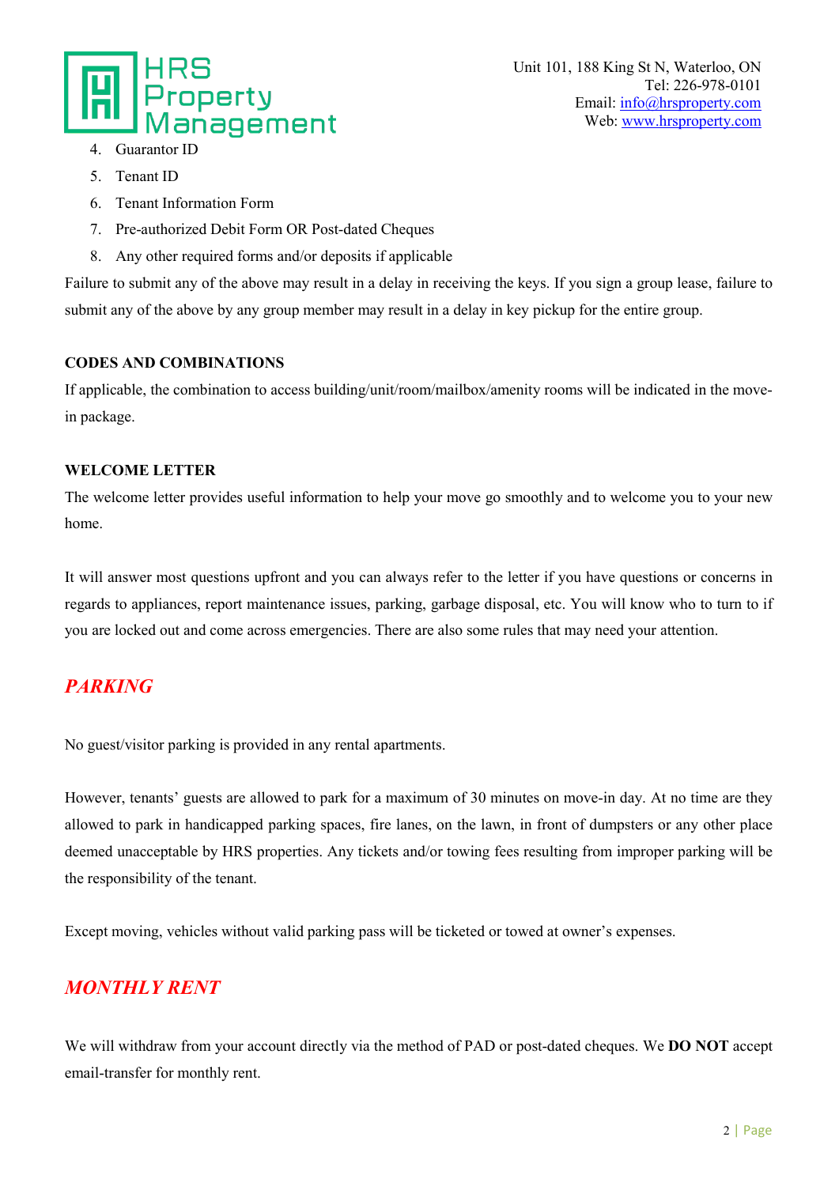4. Guarantor ID
5. Tenant ID
6. Tenant Information Form
7. Pre-authorized Debit Form OR Post-dated Cheques
8. Any other required forms and/or deposits if applicable

Failure to submit any of the above may result in a delay in receiving the keys. If you sign a group lease, failure to submit any of the above by any group member may result in a delay in key pickup for the entire group.

**CODES AND COMBINATIONS**

If applicable, the combination to access building/unit/room/mailbox/amenity rooms will be indicated in the move-in package.

**WELCOME LETTER**

The welcome letter provides useful information to help your move go smoothly and to welcome you to your new home.

It will answer most questions upfront and you can always refer to the letter if you have questions or concerns in regards to appliances, report maintenance issues, parking, garbage disposal, etc. You will know who to turn to if you are locked out and come across emergencies. There are also some rules that may need your attention.

## *PARKING*

No guest/visitor parking is provided in any rental apartments.

However, tenants' guests are allowed to park for a maximum of 30 minutes on move-in day. At no time are they allowed to park in handicapped parking spaces, fire lanes, on the lawn, in front of dumpsters or any other place deemed unacceptable by HRS properties. Any tickets and/or towing fees resulting from improper parking will be the responsibility of the tenant.

Except moving, vehicles without valid parking pass will be ticketed or towed at owner's expenses.

## *MONTHLY RENT*

We will withdraw from your account directly via the method of PAD or post-dated cheques. We **DO NOT** accept email-transfer for monthly rent.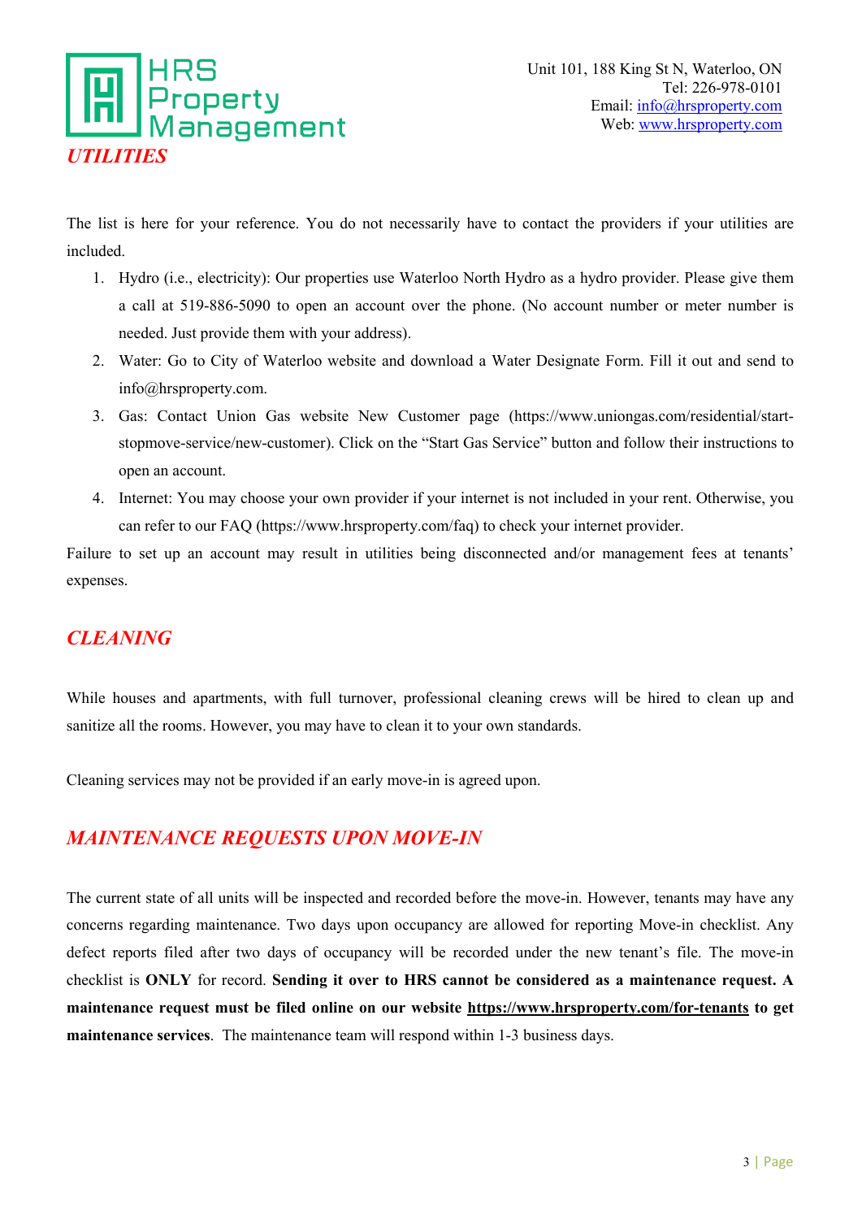## UTILITIES

The list is here for your reference. You do not necessarily have to contact the providers if your utilities are included.

1. Hydro (i.e., electricity): Our properties use Waterloo North Hydro as a hydro provider. Please give them a call at 519-886-5090 to open an account over the phone. (No account number or meter number is needed. Just provide them with your address).
2. Water: Go to City of Waterloo website and download a Water Designate Form. Fill it out and send to info@hrsproperty.com.
3. Gas: Contact Union Gas website New Customer page (https://www.uniongas.com/residential/start-stopmove-service/new-customer). Click on the "Start Gas Service" button and follow their instructions to open an account.
4. Internet: You may choose your own provider if your internet is not included in your rent. Otherwise, you can refer to our FAQ (https://www.hrsproperty.com/faq) to check your internet provider.

Failure to set up an account may result in utilities being disconnected and/or management fees at tenants' expenses.

## CLEANING

While houses and apartments, with full turnover, professional cleaning crews will be hired to clean up and sanitize all the rooms. However, you may have to clean it to your own standards.

Cleaning services may not be provided if an early move-in is agreed upon.

## MAINTENANCE REQUESTS UPON MOVE-IN

The current state of all units will be inspected and recorded before the move-in. However, tenants may have any concerns regarding maintenance. Two days upon occupancy are allowed for reporting Move-in checklist. Any defect reports filed after two days of occupancy will be recorded under the new tenant's file. The move-in checklist is **ONLY** for record. **Sending it over to HRS cannot be considered as a maintenance request. A maintenance request must be filed online on our website https://www.hrsproperty.com/for-tenants to get maintenance services**. The maintenance team will respond within 1-3 business days.